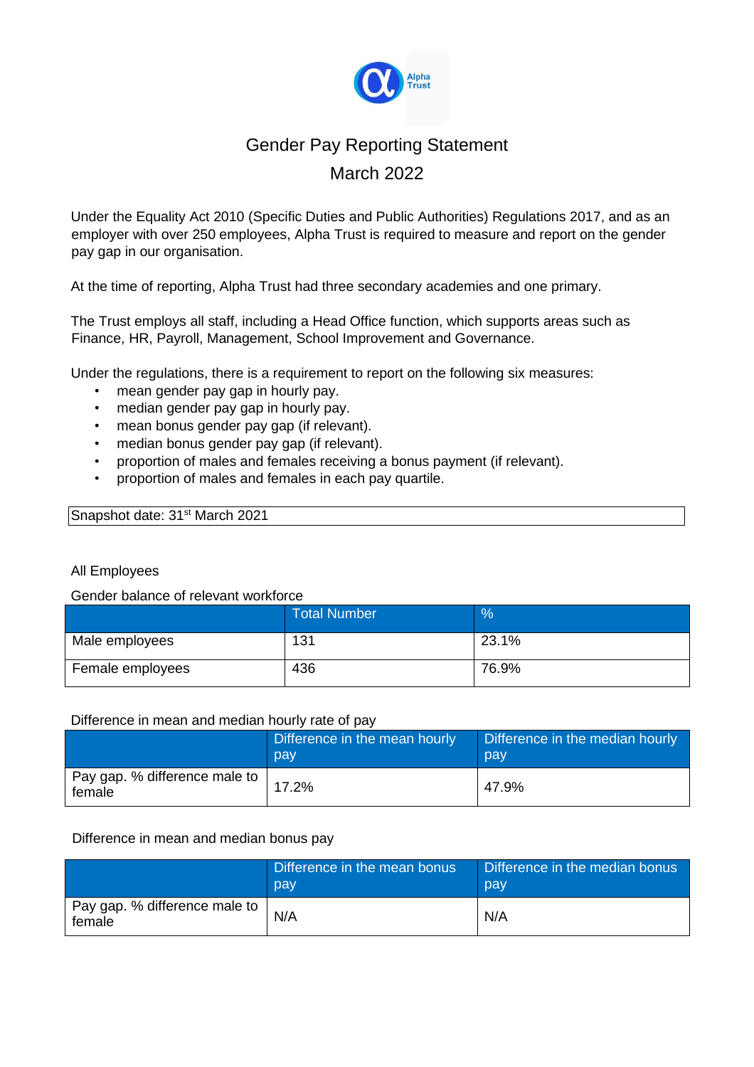# Gender Pay Reporting Statement

## March 2022

Under the Equality Act 2010 (Specific Duties and Public Authorities) Regulations 2017, and as an employer with over 250 employees, Alpha Trust is required to measure and report on the gender pay gap in our organisation.

At the time of reporting, Alpha Trust had three secondary academies and one primary.

The Trust employs all staff, including a Head Office function, which supports areas such as Finance, HR, Payroll, Management, School Improvement and Governance.

Under the regulations, there is a requirement to report on the following six measures:

- mean gender pay gap in hourly pay.
- median gender pay gap in hourly pay.
- mean bonus gender pay gap (if relevant).
- median bonus gender pay gap (if relevant).
- proportion of males and females receiving a bonus payment (if relevant).
- proportion of males and females in each pay quartile.

Snapshot date: 31st March 2021

All Employees

Gender balance of relevant workforce

| | Total Number | % |
|---|---|---|
| Male employees | 131 | 23.1% |
| Female employees | 436 | 76.9% |

Difference in mean and median hourly rate of pay

| | Difference in the mean hourly pay | Difference in the median hourly pay |
|---|---|---|
| Pay gap. % difference male to female | 17.2% | 47.9% |

Difference in mean and median bonus pay

| | Difference in the mean bonus pay | Difference in the median bonus pay |
|---|---|---|
| Pay gap. % difference male to female | N/A | N/A |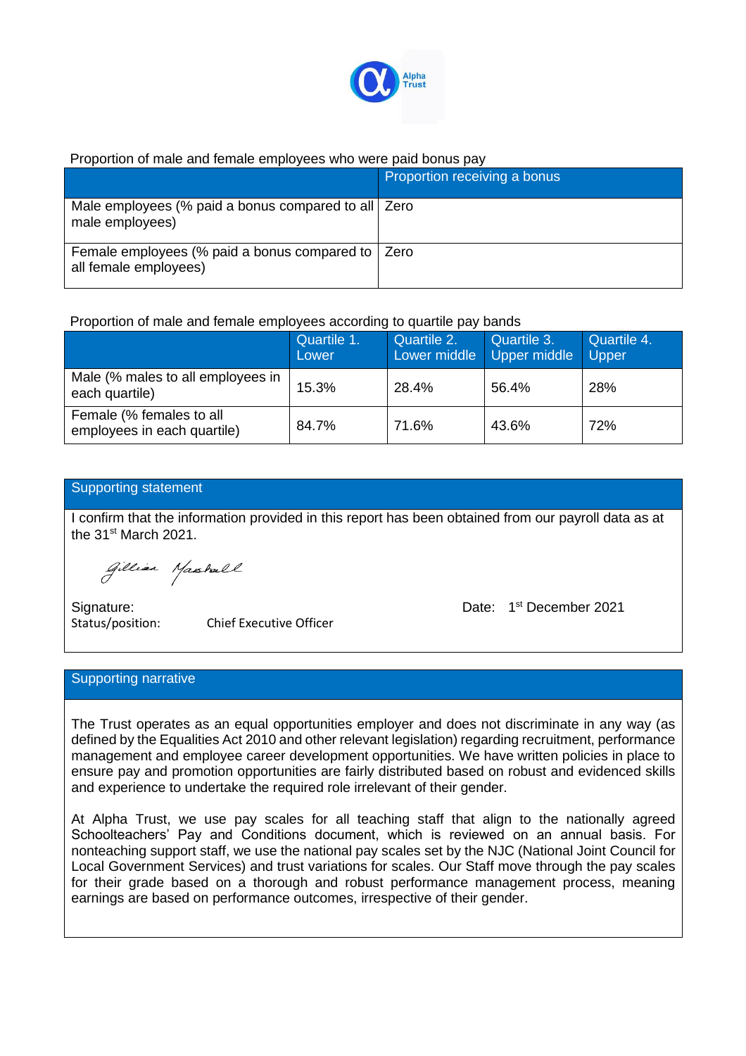Alpha Trust

Proportion of male and female employees who were paid bonus pay

| | Proportion receiving a bonus |
|---|---|
| Male employees (% paid a bonus compared to all male employees) | Zero |
| Female employees (% paid a bonus compared to all female employees) | Zero |

Proportion of male and female employees according to quartile pay bands

| | Quartile 1. Lower | Quartile 2. Lower middle | Quartile 3. Upper middle | Quartile 4. Upper |
|---|---|---|---|---|
| Male (% males to all employees in each quartile) | 15.3% | 28.4% | 56.4% | 28% |
| Female (% females to all employees in each quartile) | 84.7% | 71.6% | 43.6% | 72% |

## Supporting statement

I confirm that the information provided in this report has been obtained from our payroll data as at the 31st March 2021.

*Gillian Marshall*

Signature:

Status/position: Chief Executive Officer

Date: 1st December 2021

## Supporting narrative

The Trust operates as an equal opportunities employer and does not discriminate in any way (as defined by the Equalities Act 2010 and other relevant legislation) regarding recruitment, performance management and employee career development opportunities. We have written policies in place to ensure pay and promotion opportunities are fairly distributed based on robust and evidenced skills and experience to undertake the required role irrelevant of their gender.

At Alpha Trust, we use pay scales for all teaching staff that align to the nationally agreed Schoolteachers' Pay and Conditions document, which is reviewed on an annual basis. For nonteaching support staff, we use the national pay scales set by the NJC (National Joint Council for Local Government Services) and trust variations for scales. Our Staff move through the pay scales for their grade based on a thorough and robust performance management process, meaning earnings are based on performance outcomes, irrespective of their gender.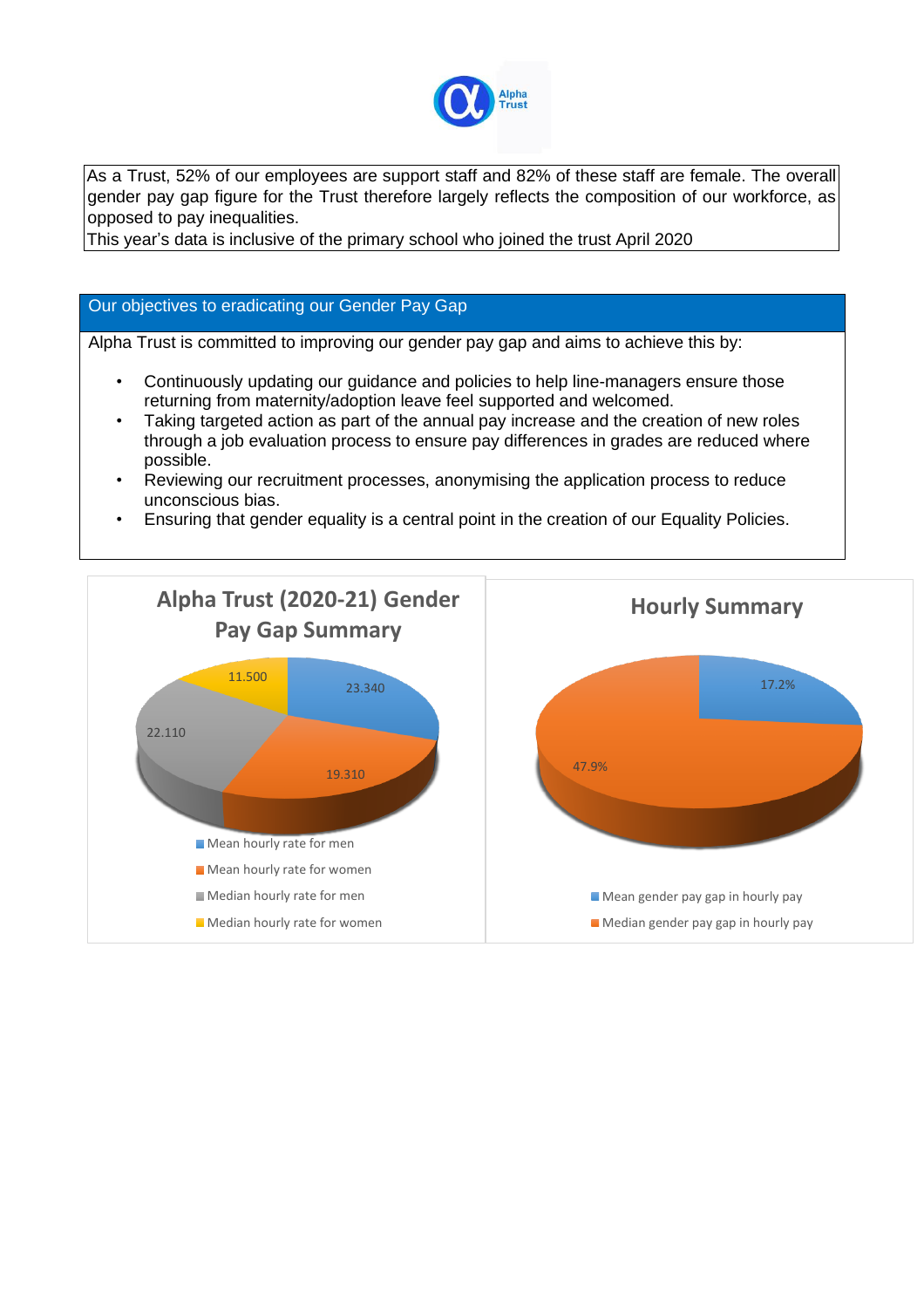As a Trust, 52% of our employees are support staff and 82% of these staff are female. The overall gender pay gap figure for the Trust therefore largely reflects the composition of our workforce, as opposed to pay inequalities.

This year's data is inclusive of the primary school who joined the trust April 2020

## Our objectives to eradicating our Gender Pay Gap

Alpha Trust is committed to improving our gender pay gap and aims to achieve this by:

- Continuously updating our guidance and policies to help line-managers ensure those returning from maternity/adoption leave feel supported and welcomed.
- Taking targeted action as part of the annual pay increase and the creation of new roles through a job evaluation process to ensure pay differences in grades are reduced where possible.
- Reviewing our recruitment processes, anonymising the application process to reduce unconscious bias.
- Ensuring that gender equality is a central point in the creation of our Equality Policies.

Alpha Trust (2020-21) Gender Pay Gap Summary

23.340

19.310

22.110

11.500

Mean hourly rate for men

Mean hourly rate for women

Median hourly rate for men

Median hourly rate for women

Hourly Summary

17.2%

47.9%

Mean gender pay gap in hourly pay

Median gender pay gap in hourly pay